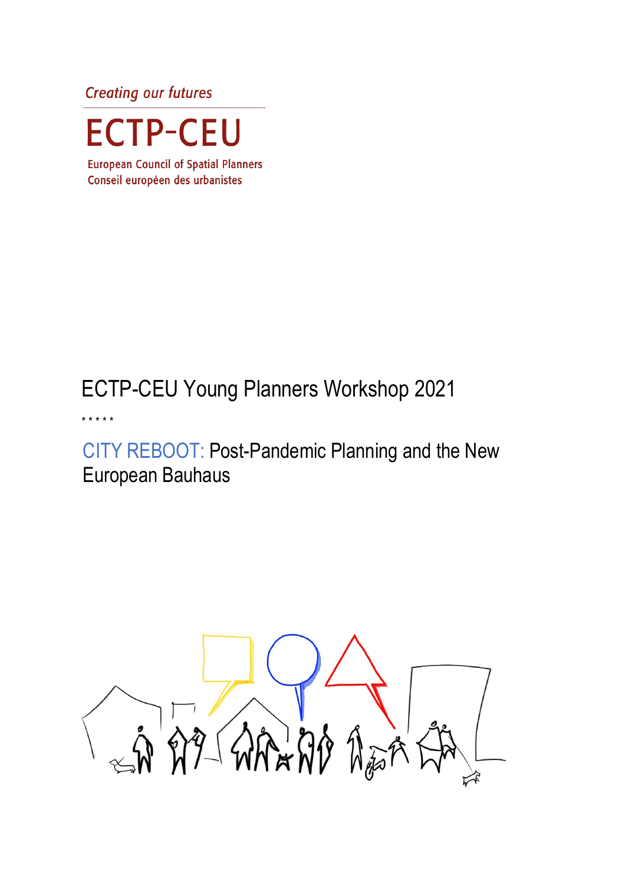*Creating our futures*

# ECTP-CEU

European Council of Spatial Planners
Conseil européen des urbanistes

## ECTP-CEU Young Planners Workshop 2021

\* \* \* \* \*

## CITY REBOOT: Post-Pandemic Planning and the New European Bauhaus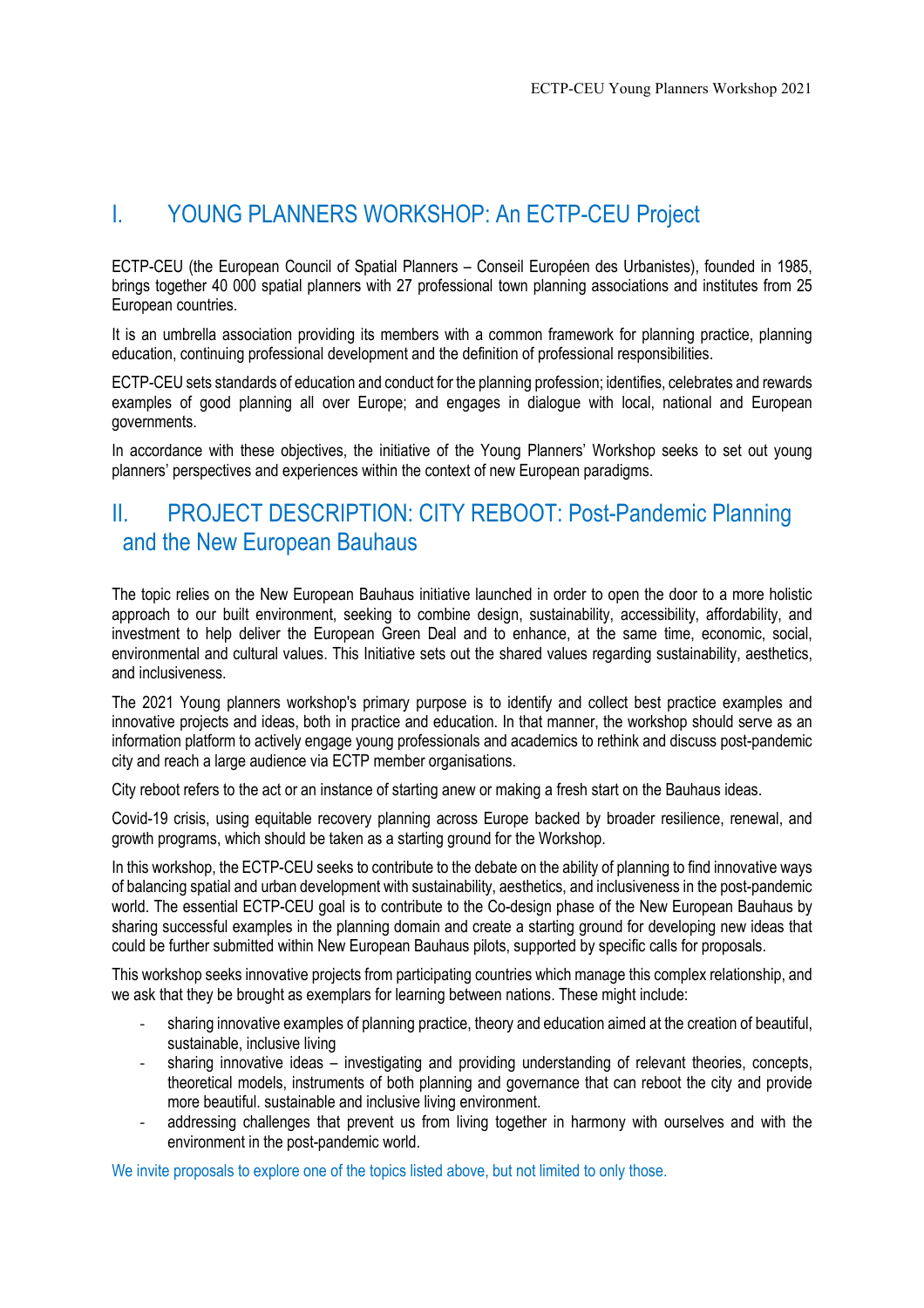## I. YOUNG PLANNERS WORKSHOP: An ECTP-CEU Project

ECTP-CEU (the European Council of Spatial Planners – Conseil Européen des Urbanistes), founded in 1985, brings together 40 000 spatial planners with 27 professional town planning associations and institutes from 25 European countries.

It is an umbrella association providing its members with a common framework for planning practice, planning education, continuing professional development and the definition of professional responsibilities.

ECTP-CEU sets standards of education and conduct for the planning profession; identifies, celebrates and rewards examples of good planning all over Europe; and engages in dialogue with local, national and European governments.

In accordance with these objectives, the initiative of the Young Planners' Workshop seeks to set out young planners' perspectives and experiences within the context of new European paradigms.

## II. PROJECT DESCRIPTION: CITY REBOOT: Post-Pandemic Planning and the New European Bauhaus

The topic relies on the New European Bauhaus initiative launched in order to open the door to a more holistic approach to our built environment, seeking to combine design, sustainability, accessibility, affordability, and investment to help deliver the European Green Deal and to enhance, at the same time, economic, social, environmental and cultural values. This Initiative sets out the shared values regarding sustainability, aesthetics, and inclusiveness.

The 2021 Young planners workshop's primary purpose is to identify and collect best practice examples and innovative projects and ideas, both in practice and education. In that manner, the workshop should serve as an information platform to actively engage young professionals and academics to rethink and discuss post-pandemic city and reach a large audience via ECTP member organisations.

City reboot refers to the act or an instance of starting anew or making a fresh start on the Bauhaus ideas.

Covid-19 crisis, using equitable recovery planning across Europe backed by broader resilience, renewal, and growth programs, which should be taken as a starting ground for the Workshop.

In this workshop, the ECTP-CEU seeks to contribute to the debate on the ability of planning to find innovative ways of balancing spatial and urban development with sustainability, aesthetics, and inclusiveness in the post-pandemic world. The essential ECTP-CEU goal is to contribute to the Co-design phase of the New European Bauhaus by sharing successful examples in the planning domain and create a starting ground for developing new ideas that could be further submitted within New European Bauhaus pilots, supported by specific calls for proposals.

This workshop seeks innovative projects from participating countries which manage this complex relationship, and we ask that they be brought as exemplars for learning between nations. These might include:

- sharing innovative examples of planning practice, theory and education aimed at the creation of beautiful, sustainable, inclusive living
- sharing innovative ideas – investigating and providing understanding of relevant theories, concepts, theoretical models, instruments of both planning and governance that can reboot the city and provide more beautiful. sustainable and inclusive living environment.
- addressing challenges that prevent us from living together in harmony with ourselves and with the environment in the post-pandemic world.

We invite proposals to explore one of the topics listed above, but not limited to only those.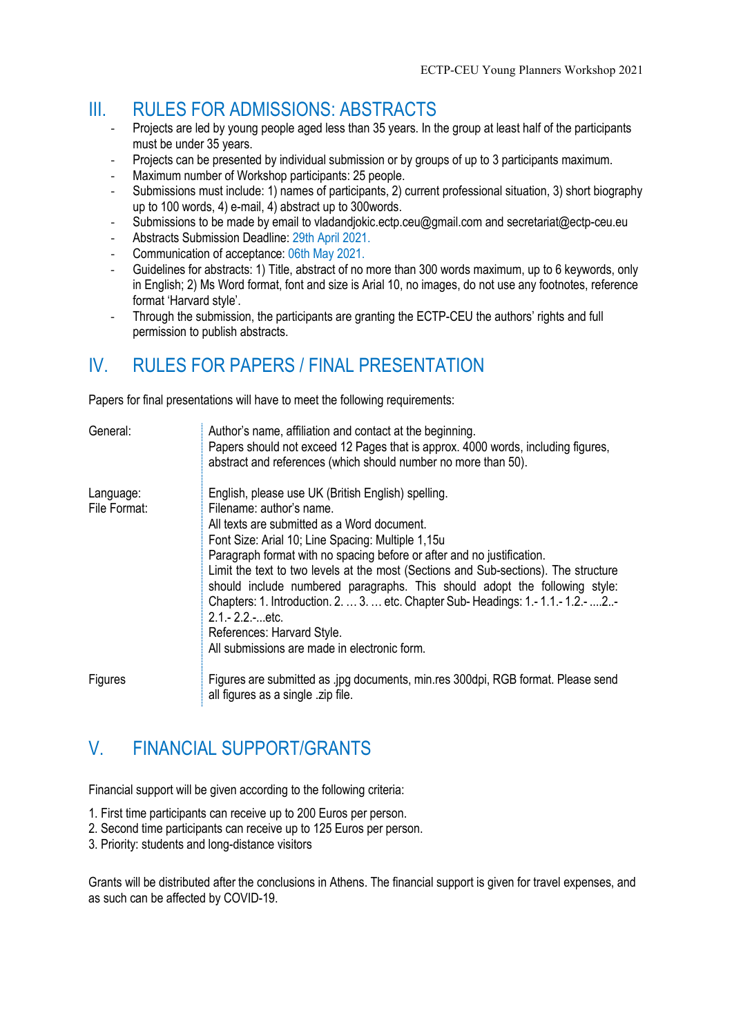## III. RULES FOR ADMISSIONS: ABSTRACTS

- Projects are led by young people aged less than 35 years. In the group at least half of the participants must be under 35 years.
- Projects can be presented by individual submission or by groups of up to 3 participants maximum.
- Maximum number of Workshop participants: 25 people.
- Submissions must include: 1) names of participants, 2) current professional situation, 3) short biography up to 100 words, 4) e-mail, 4) abstract up to 300words.
- Submissions to be made by email to vladandjokic.ectp.ceu@gmail.com and secretariat@ectp-ceu.eu
- Abstracts Submission Deadline: 29th April 2021.
- Communication of acceptance: 06th May 2021.
- Guidelines for abstracts: 1) Title, abstract of no more than 300 words maximum, up to 6 keywords, only in English; 2) Ms Word format, font and size is Arial 10, no images, do not use any footnotes, reference format 'Harvard style'.
- Through the submission, the participants are granting the ECTP-CEU the authors' rights and full permission to publish abstracts.

## IV. RULES FOR PAPERS / FINAL PRESENTATION

Papers for final presentations will have to meet the following requirements:

| | |
|---|---|
| General: | Author's name, affiliation and contact at the beginning.<br>Papers should not exceed 12 Pages that is approx. 4000 words, including figures, abstract and references (which should number no more than 50). |
| Language:<br>File Format: | English, please use UK (British English) spelling.<br>Filename: author's name.<br>All texts are submitted as a Word document.<br>Font Size: Arial 10; Line Spacing: Multiple 1,15u<br>Paragraph format with no spacing before or after and no justification.<br>Limit the text to two levels at the most (Sections and Sub-sections). The structure should include numbered paragraphs. This should adopt the following style: Chapters: 1. Introduction. 2. … 3. … etc. Chapter Sub- Headings: 1.- 1.1.- 1.2.- ....2..- 2.1.- 2.2.-...etc.<br>References: Harvard Style.<br>All submissions are made in electronic form. |
| Figures | Figures are submitted as .jpg documents, min.res 300dpi, RGB format. Please send all figures as a single .zip file. |

## V. FINANCIAL SUPPORT/GRANTS

Financial support will be given according to the following criteria:

1. First time participants can receive up to 200 Euros per person.
2. Second time participants can receive up to 125 Euros per person.
3. Priority: students and long-distance visitors

Grants will be distributed after the conclusions in Athens. The financial support is given for travel expenses, and as such can be affected by COVID-19.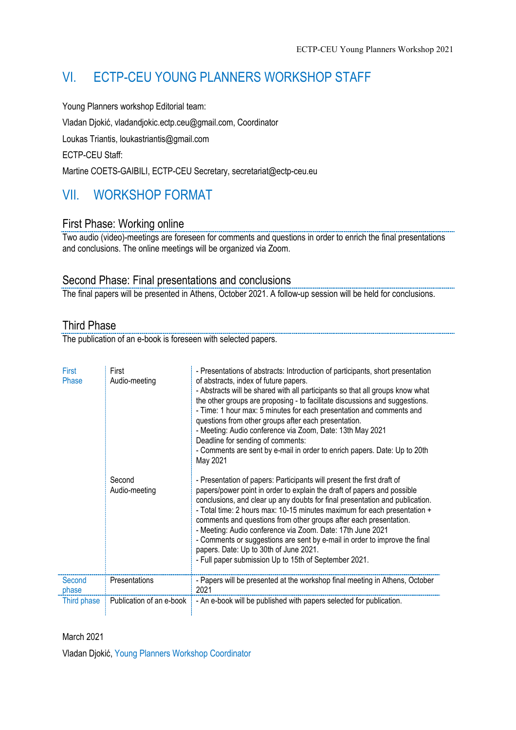## VI. ECTP-CEU YOUNG PLANNERS WORKSHOP STAFF

Young Planners workshop Editorial team:

Vladan Djokić, vladandjokic.ectp.ceu@gmail.com, Coordinator

Loukas Triantis, loukastriantis@gmail.com

ECTP-CEU Staff:

Martine COETS-GAIBILI, ECTP-CEU Secretary, secretariat@ectp-ceu.eu

## VII. WORKSHOP FORMAT

### First Phase: Working online

Two audio (video)-meetings are foreseen for comments and questions in order to enrich the final presentations and conclusions. The online meetings will be organized via Zoom.

### Second Phase: Final presentations and conclusions

The final papers will be presented in Athens, October 2021. A follow-up session will be held for conclusions.

### Third Phase

The publication of an e-book is foreseen with selected papers.

| | | |
|---|---|---|
| First Phase | First Audio-meeting | - Presentations of abstracts: Introduction of participants, short presentation of abstracts, index of future papers.<br>- Abstracts will be shared with all participants so that all groups know what the other groups are proposing - to facilitate discussions and suggestions.<br>- Time: 1 hour max: 5 minutes for each presentation and comments and questions from other groups after each presentation.<br>- Meeting: Audio conference via Zoom, Date: 13th May 2021<br>Deadline for sending of comments:<br>- Comments are sent by e-mail in order to enrich papers. Date: Up to 20th May 2021 |
| | Second Audio-meeting | - Presentation of papers: Participants will present the first draft of papers/power point in order to explain the draft of papers and possible conclusions, and clear up any doubts for final presentation and publication.<br>- Total time: 2 hours max: 10-15 minutes maximum for each presentation + comments and questions from other groups after each presentation.<br>- Meeting: Audio conference via Zoom. Date: 17th June 2021<br>- Comments or suggestions are sent by e-mail in order to improve the final papers. Date: Up to 30th of June 2021.<br>- Full paper submission Up to 15th of September 2021. |
| Second phase | Presentations | - Papers will be presented at the workshop final meeting in Athens, October 2021 |
| Third phase | Publication of an e-book | - An e-book will be published with papers selected for publication. |

March 2021

Vladan Djokić, Young Planners Workshop Coordinator